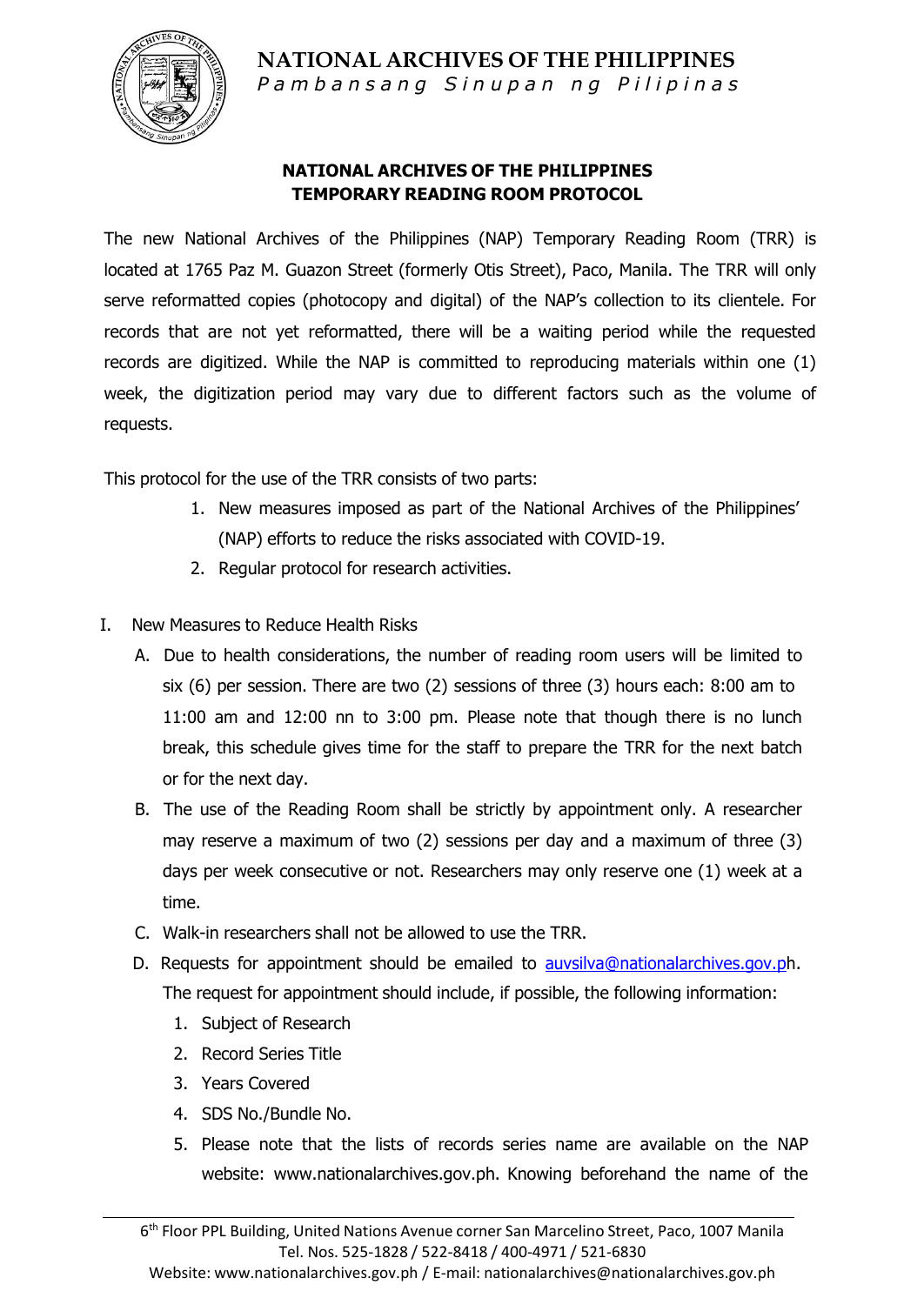# NATIONAL ARCHIVES OF THE PHILIPPINES

*Pambansang Sinupan ng Pilipinas*

## NATIONAL ARCHIVES OF THE PHILIPPINES TEMPORARY READING ROOM PROTOCOL

The new National Archives of the Philippines (NAP) Temporary Reading Room (TRR) is located at 1765 Paz M. Guazon Street (formerly Otis Street), Paco, Manila. The TRR will only serve reformatted copies (photocopy and digital) of the NAP's collection to its clientele. For records that are not yet reformatted, there will be a waiting period while the requested records are digitized. While the NAP is committed to reproducing materials within one (1) week, the digitization period may vary due to different factors such as the volume of requests.

This protocol for the use of the TRR consists of two parts:

1. New measures imposed as part of the National Archives of the Philippines' (NAP) efforts to reduce the risks associated with COVID-19.
2. Regular protocol for research activities.

I. New Measures to Reduce Health Risks

   A. Due to health considerations, the number of reading room users will be limited to six (6) per session. There are two (2) sessions of three (3) hours each: 8:00 am to 11:00 am and 12:00 nn to 3:00 pm. Please note that though there is no lunch break, this schedule gives time for the staff to prepare the TRR for the next batch or for the next day.

   B. The use of the Reading Room shall be strictly by appointment only. A researcher may reserve a maximum of two (2) sessions per day and a maximum of three (3) days per week consecutive or not. Researchers may only reserve one (1) week at a time.

   C. Walk-in researchers shall not be allowed to use the TRR.

   D. Requests for appointment should be emailed to auvsilva@nationalarchives.gov.ph. The request for appointment should include, if possible, the following information:

      1. Subject of Research
      2. Record Series Title
      3. Years Covered
      4. SDS No./Bundle No.
      5. Please note that the lists of records series name are available on the NAP website: www.nationalarchives.gov.ph. Knowing beforehand the name of the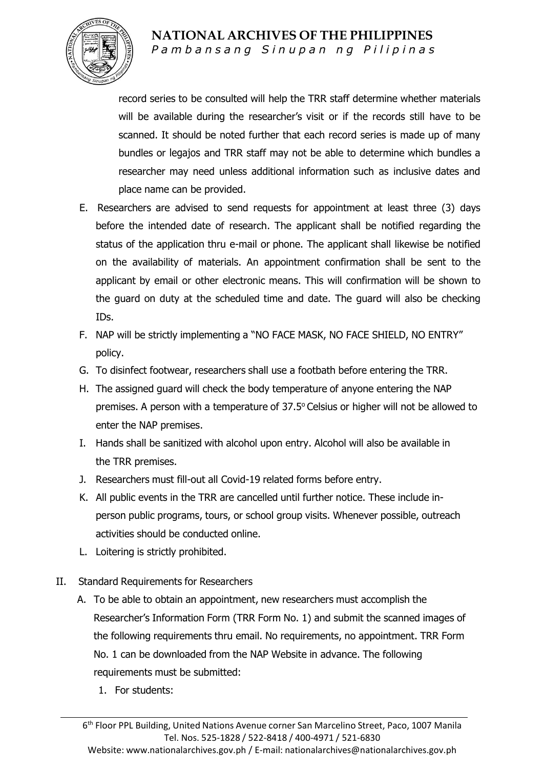record series to be consulted will help the TRR staff determine whether materials will be available during the researcher's visit or if the records still have to be scanned. It should be noted further that each record series is made up of many bundles or legajos and TRR staff may not be able to determine which bundles a researcher may need unless additional information such as inclusive dates and place name can be provided.

E. Researchers are advised to send requests for appointment at least three (3) days before the intended date of research. The applicant shall be notified regarding the status of the application thru e-mail or phone. The applicant shall likewise be notified on the availability of materials. An appointment confirmation shall be sent to the applicant by email or other electronic means. This will confirmation will be shown to the guard on duty at the scheduled time and date. The guard will also be checking IDs.

F. NAP will be strictly implementing a "NO FACE MASK, NO FACE SHIELD, NO ENTRY" policy.

G. To disinfect footwear, researchers shall use a footbath before entering the TRR.

H. The assigned guard will check the body temperature of anyone entering the NAP premises. A person with a temperature of 37.5$^{\circ}$ Celsius or higher will not be allowed to enter the NAP premises.

I. Hands shall be sanitized with alcohol upon entry. Alcohol will also be available in the TRR premises.

J. Researchers must fill-out all Covid-19 related forms before entry.

K. All public events in the TRR are cancelled until further notice. These include in-person public programs, tours, or school group visits. Whenever possible, outreach activities should be conducted online.

L. Loitering is strictly prohibited.

II. Standard Requirements for Researchers

A. To be able to obtain an appointment, new researchers must accomplish the Researcher's Information Form (TRR Form No. 1) and submit the scanned images of the following requirements thru email. No requirements, no appointment. TRR Form No. 1 can be downloaded from the NAP Website in advance. The following requirements must be submitted:

1. For students: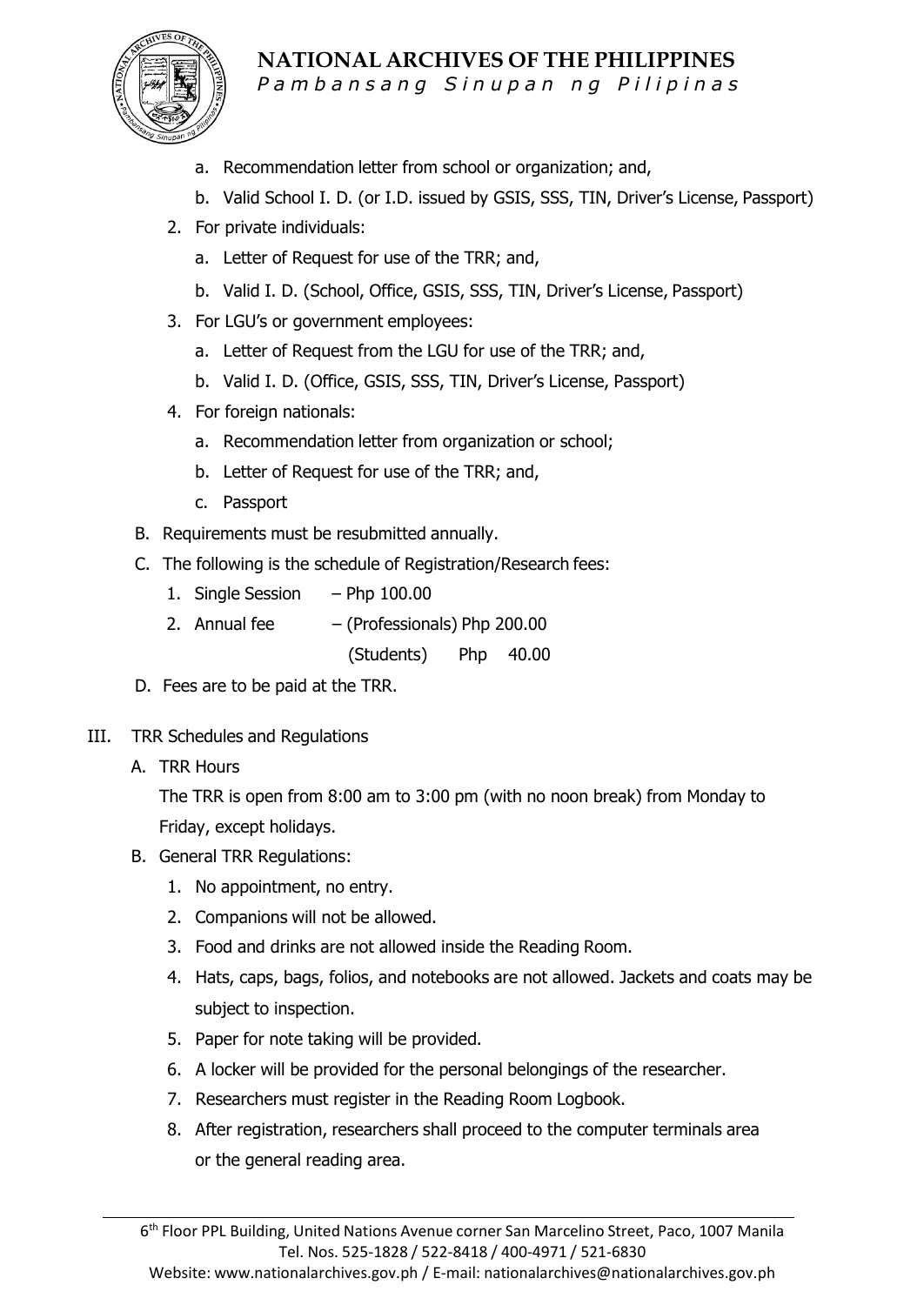a. Recommendation letter from school or organization; and,
b. Valid School I. D. (or I.D. issued by GSIS, SSS, TIN, Driver's License, Passport)

2. For private individuals:
    a. Letter of Request for use of the TRR; and,
    b. Valid I. D. (School, Office, GSIS, SSS, TIN, Driver's License, Passport)
3. For LGU's or government employees:
    a. Letter of Request from the LGU for use of the TRR; and,
    b. Valid I. D. (Office, GSIS, SSS, TIN, Driver's License, Passport)
4. For foreign nationals:
    a. Recommendation letter from organization or school;
    b. Letter of Request for use of the TRR; and,
    c. Passport

B. Requirements must be resubmitted annually.

C. The following is the schedule of Registration/Research fees:
    1. Single Session – Php 100.00
    2. Annual fee – (Professionals) Php 200.00
       (Students) Php 40.00

D. Fees are to be paid at the TRR.

III. TRR Schedules and Regulations

A. TRR Hours

The TRR is open from 8:00 am to 3:00 pm (with no noon break) from Monday to Friday, except holidays.

B. General TRR Regulations:
1. No appointment, no entry.
2. Companions will not be allowed.
3. Food and drinks are not allowed inside the Reading Room.
4. Hats, caps, bags, folios, and notebooks are not allowed. Jackets and coats may be subject to inspection.
5. Paper for note taking will be provided.
6. A locker will be provided for the personal belongings of the researcher.
7. Researchers must register in the Reading Room Logbook.
8. After registration, researchers shall proceed to the computer terminals area or the general reading area.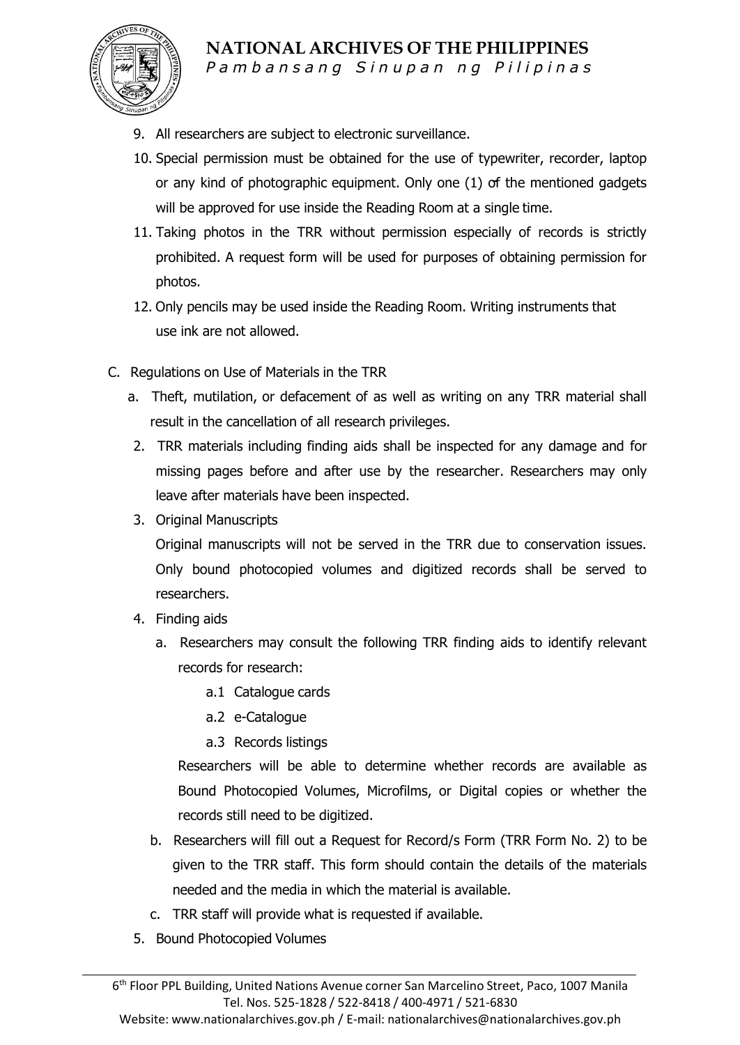9. All researchers are subject to electronic surveillance.
10. Special permission must be obtained for the use of typewriter, recorder, laptop or any kind of photographic equipment. Only one (1) of the mentioned gadgets will be approved for use inside the Reading Room at a single time.
11. Taking photos in the TRR without permission especially of records is strictly prohibited. A request form will be used for purposes of obtaining permission for photos.
12. Only pencils may be used inside the Reading Room. Writing instruments that use ink are not allowed.

C. Regulations on Use of Materials in the TRR

a. Theft, mutilation, or defacement of as well as writing on any TRR material shall result in the cancellation of all research privileges.

2. TRR materials including finding aids shall be inspected for any damage and for missing pages before and after use by the researcher. Researchers may only leave after materials have been inspected.

3. Original Manuscripts

   Original manuscripts will not be served in the TRR due to conservation issues. Only bound photocopied volumes and digitized records shall be served to researchers.

4. Finding aids

   a. Researchers may consult the following TRR finding aids to identify relevant records for research:

      a.1 Catalogue cards

      a.2 e-Catalogue

      a.3 Records listings

      Researchers will be able to determine whether records are available as Bound Photocopied Volumes, Microfilms, or Digital copies or whether the records still need to be digitized.

   b. Researchers will fill out a Request for Record/s Form (TRR Form No. 2) to be given to the TRR staff. This form should contain the details of the materials needed and the media in which the material is available.

   c. TRR staff will provide what is requested if available.

5. Bound Photocopied Volumes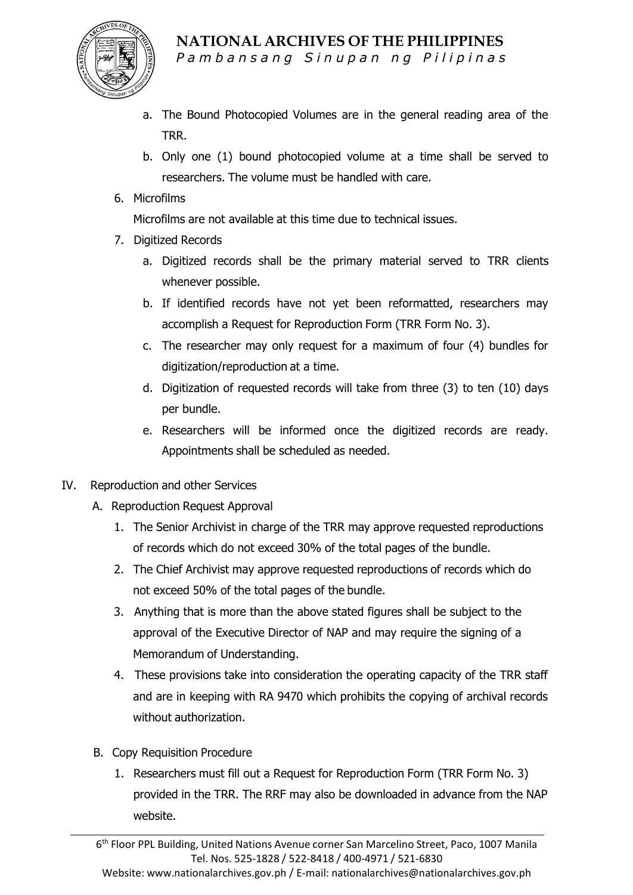a. The Bound Photocopied Volumes are in the general reading area of the TRR.
b. Only one (1) bound photocopied volume at a time shall be served to researchers. The volume must be handled with care.

6. Microfilms

   Microfilms are not available at this time due to technical issues.

7. Digitized Records
   a. Digitized records shall be the primary material served to TRR clients whenever possible.
   b. If identified records have not yet been reformatted, researchers may accomplish a Request for Reproduction Form (TRR Form No. 3).
   c. The researcher may only request for a maximum of four (4) bundles for digitization/reproduction at a time.
   d. Digitization of requested records will take from three (3) to ten (10) days per bundle.
   e. Researchers will be informed once the digitized records are ready. Appointments shall be scheduled as needed.

IV. Reproduction and other Services

A. Reproduction Request Approval

1. The Senior Archivist in charge of the TRR may approve requested reproductions of records which do not exceed 30% of the total pages of the bundle.
2. The Chief Archivist may approve requested reproductions of records which do not exceed 50% of the total pages of the bundle.
3. Anything that is more than the above stated figures shall be subject to the approval of the Executive Director of NAP and may require the signing of a Memorandum of Understanding.
4. These provisions take into consideration the operating capacity of the TRR staff and are in keeping with RA 9470 which prohibits the copying of archival records without authorization.

B. Copy Requisition Procedure

1. Researchers must fill out a Request for Reproduction Form (TRR Form No. 3) provided in the TRR. The RRF may also be downloaded in advance from the NAP website.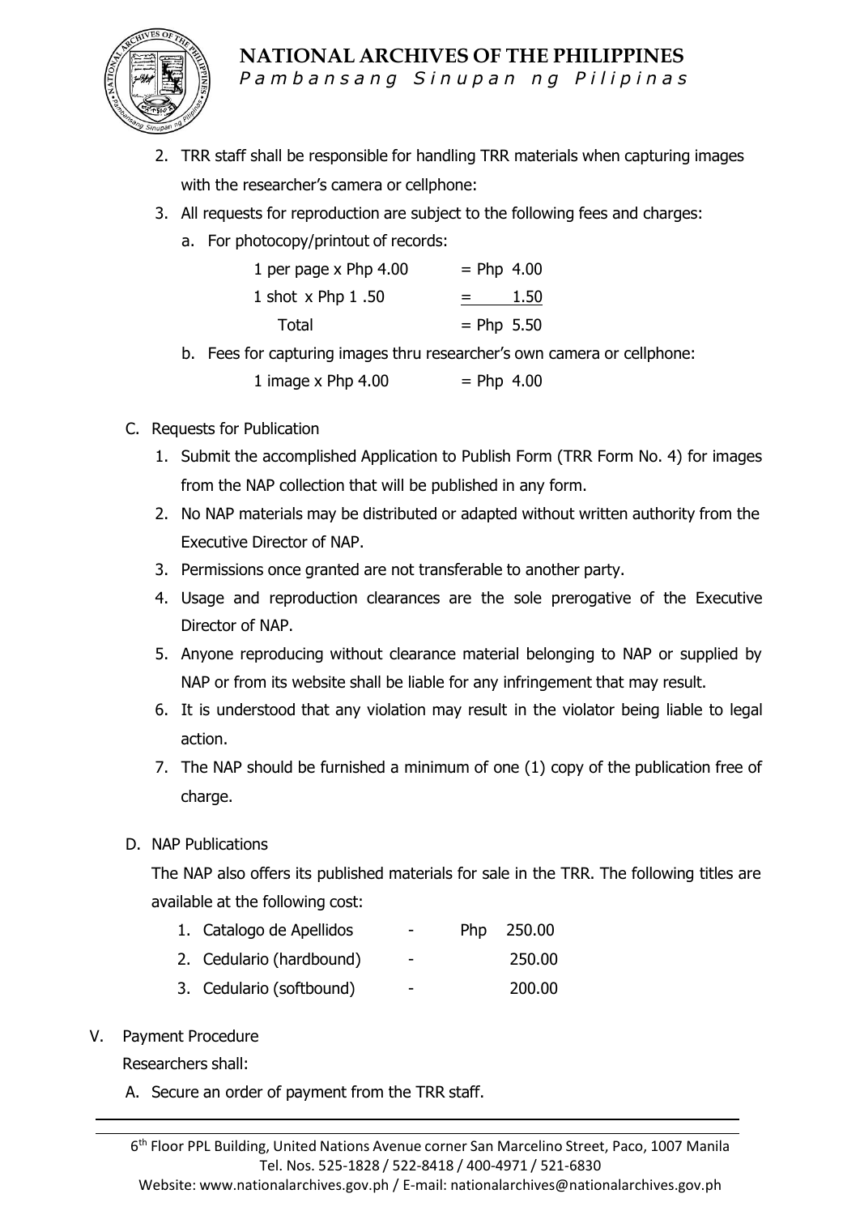2. TRR staff shall be responsible for handling TRR materials when capturing images with the researcher's camera or cellphone:
3. All requests for reproduction are subject to the following fees and charges:
   a. For photocopy/printout of records:

| | |
|---|---|
| 1 per page x Php 4.00 | = Php 4.00 |
| 1 shot x Php 1 .50 | = 1.50 |
| Total | = Php 5.50 |

   b. Fees for capturing images thru researcher's own camera or cellphone:

      1 image x Php 4.00 = Php 4.00

C. Requests for Publication

1. Submit the accomplished Application to Publish Form (TRR Form No. 4) for images from the NAP collection that will be published in any form.
2. No NAP materials may be distributed or adapted without written authority from the Executive Director of NAP.
3. Permissions once granted are not transferable to another party.
4. Usage and reproduction clearances are the sole prerogative of the Executive Director of NAP.
5. Anyone reproducing without clearance material belonging to NAP or supplied by NAP or from its website shall be liable for any infringement that may result.
6. It is understood that any violation may result in the violator being liable to legal action.
7. The NAP should be furnished a minimum of one (1) copy of the publication free of charge.

D. NAP Publications

The NAP also offers its published materials for sale in the TRR. The following titles are available at the following cost:

| | | |
|---|---|---|
| 1. Catalogo de Apellidos | - | Php 250.00 |
| 2. Cedulario (hardbound) | - | 250.00 |
| 3. Cedulario (softbound) | - | 200.00 |

V. Payment Procedure

Researchers shall:

A. Secure an order of payment from the TRR staff.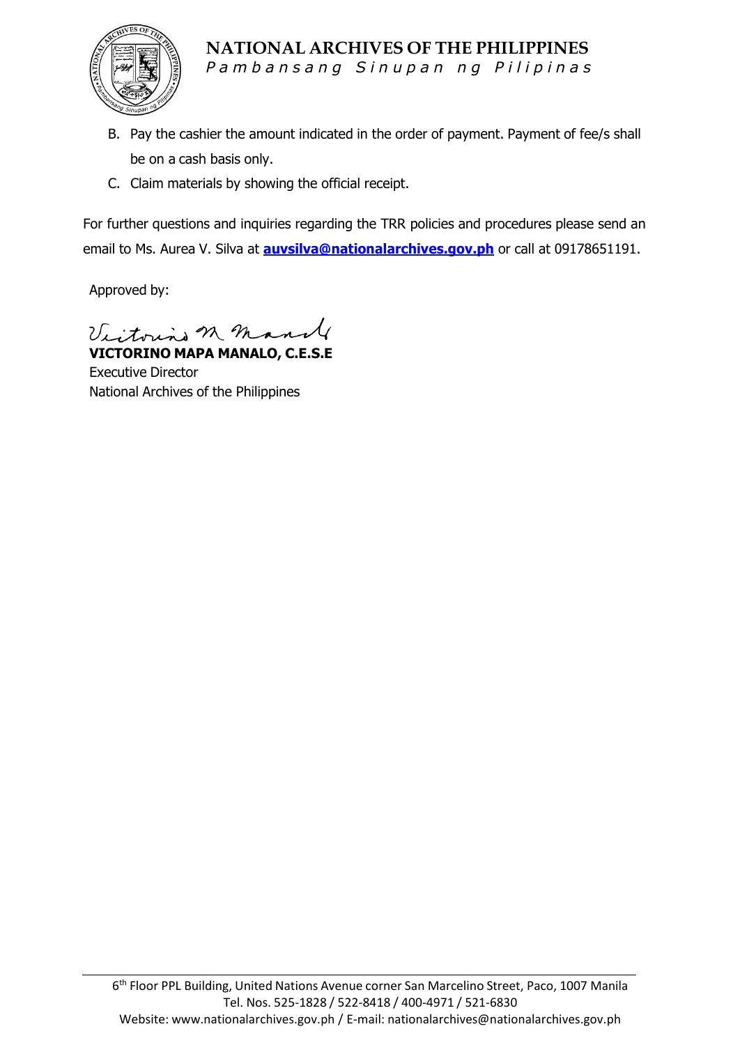B. Pay the cashier the amount indicated in the order of payment. Payment of fee/s shall be on a cash basis only.

C. Claim materials by showing the official receipt.

For further questions and inquiries regarding the TRR policies and procedures please send an email to Ms. Aurea V. Silva at **auvsilva@nationalarchives.gov.ph** or call at 09178651191.

Approved by:

**VICTORINO MAPA MANALO, C.E.S.E**
Executive Director
National Archives of the Philippines